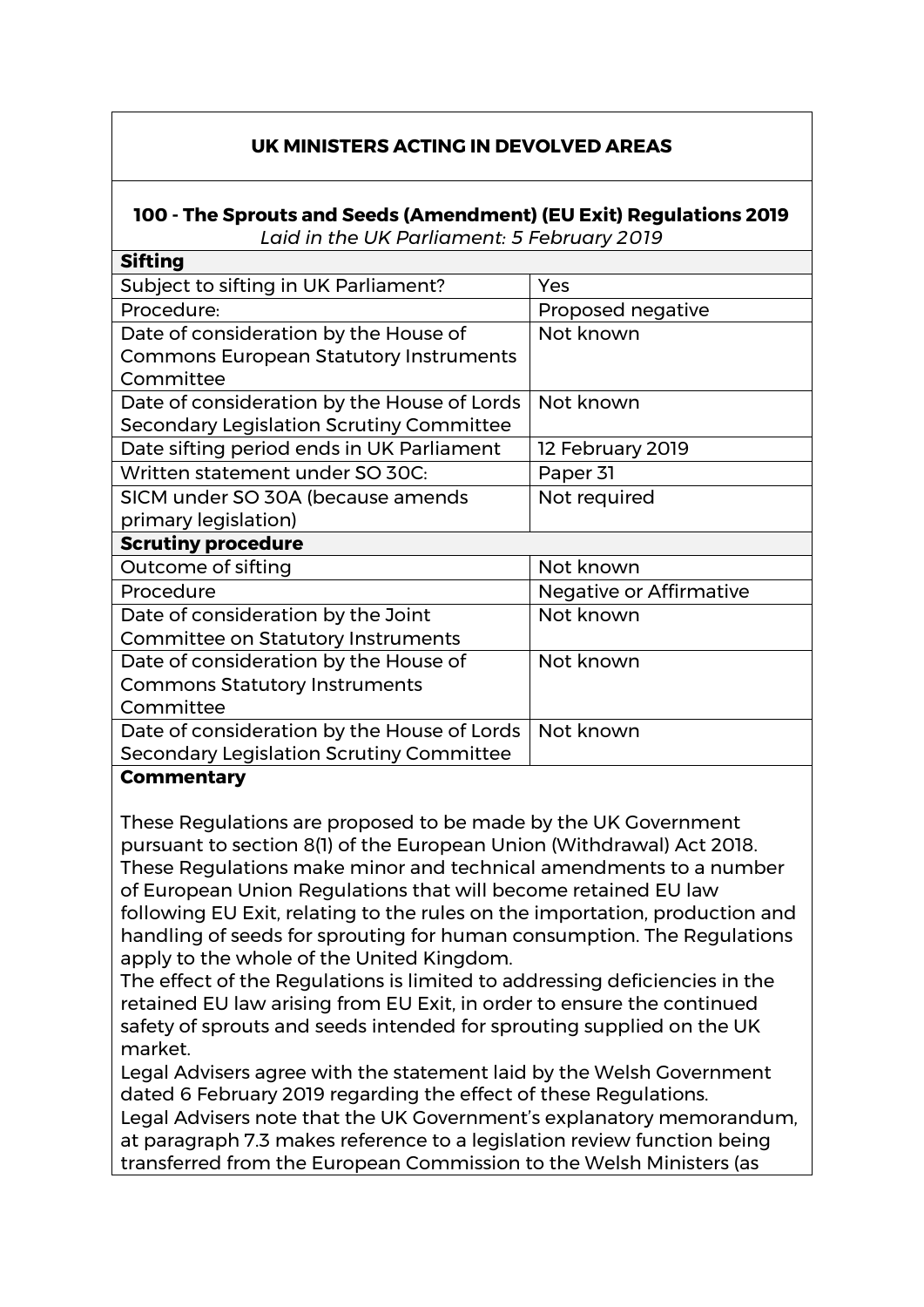## UK MINISTERS ACTING IN DEVOLVED AREAS

### 100 - The Sprouts and Seeds (Amendment) (EU Exit) Regulations 2019

*Laid in the UK Parliament: 5 February 2019*

| **Sifting** | |
|---|---|
| Subject to sifting in UK Parliament? | Yes |
| Procedure: | Proposed negative |
| Date of consideration by the House of Commons European Statutory Instruments Committee | Not known |
| Date of consideration by the House of Lords Secondary Legislation Scrutiny Committee | Not known |
| Date sifting period ends in UK Parliament | 12 February 2019 |
| Written statement under SO 30C: | Paper 31 |
| SICM under SO 30A (because amends primary legislation) | Not required |
| **Scrutiny procedure** | |
| Outcome of sifting | Not known |
| Procedure | Negative or Affirmative |
| Date of consideration by the Joint Committee on Statutory Instruments | Not known |
| Date of consideration by the House of Commons Statutory Instruments Committee | Not known |
| Date of consideration by the House of Lords Secondary Legislation Scrutiny Committee | Not known |

**Commentary**

These Regulations are proposed to be made by the UK Government pursuant to section 8(1) of the European Union (Withdrawal) Act 2018. These Regulations make minor and technical amendments to a number of European Union Regulations that will become retained EU law following EU Exit, relating to the rules on the importation, production and handling of seeds for sprouting for human consumption. The Regulations apply to the whole of the United Kingdom.

The effect of the Regulations is limited to addressing deficiencies in the retained EU law arising from EU Exit, in order to ensure the continued safety of sprouts and seeds intended for sprouting supplied on the UK market.

Legal Advisers agree with the statement laid by the Welsh Government dated 6 February 2019 regarding the effect of these Regulations.

Legal Advisers note that the UK Government's explanatory memorandum, at paragraph 7.3 makes reference to a legislation review function being transferred from the European Commission to the Welsh Ministers (as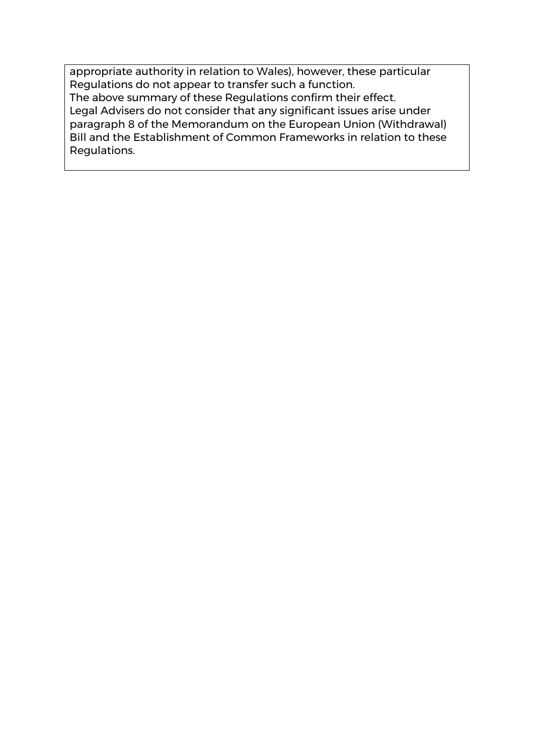appropriate authority in relation to Wales), however, these particular Regulations do not appear to transfer such a function.

The above summary of these Regulations confirm their effect.

Legal Advisers do not consider that any significant issues arise under paragraph 8 of the Memorandum on the European Union (Withdrawal) Bill and the Establishment of Common Frameworks in relation to these Regulations.